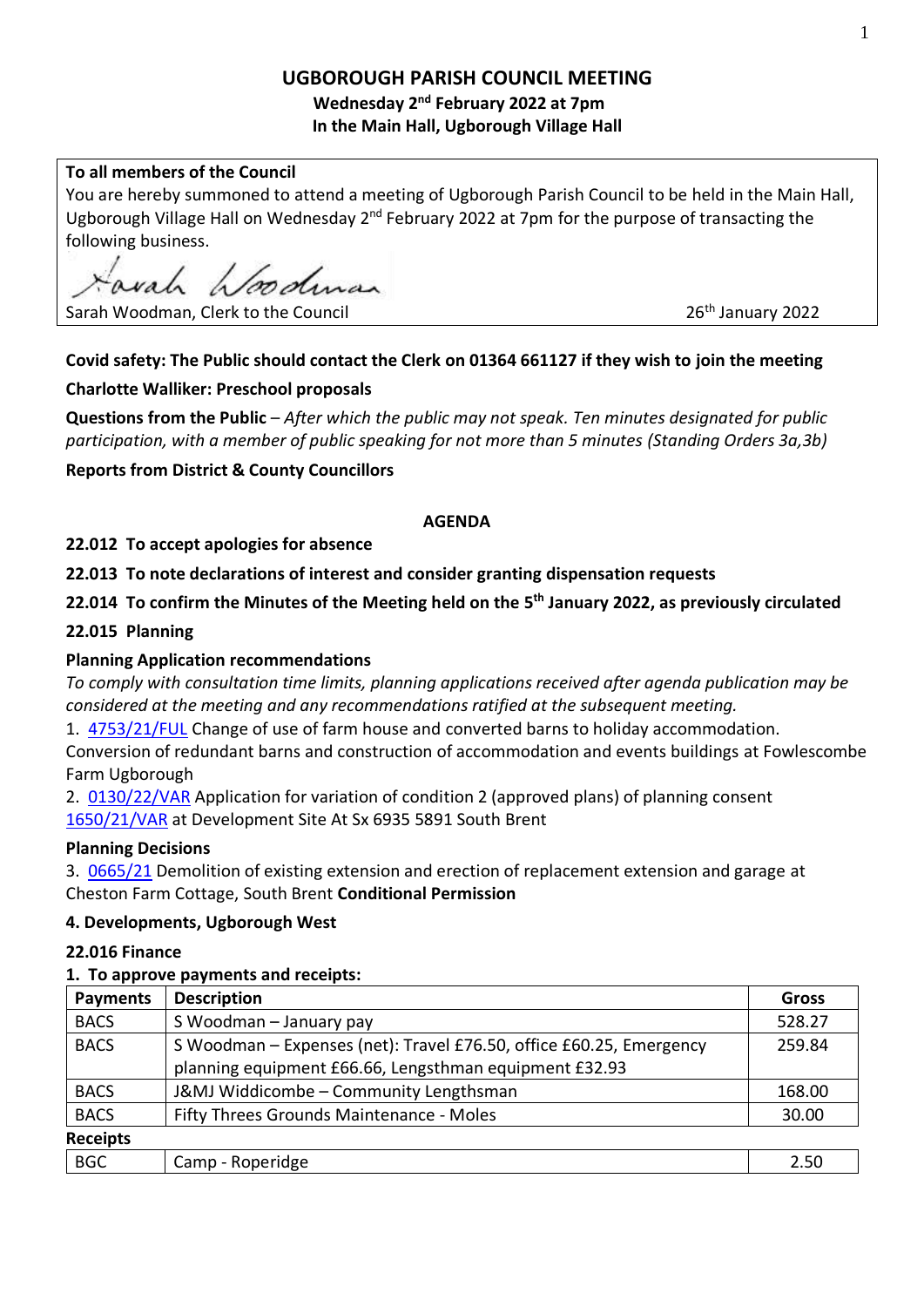# UGBOROUGH PARISH COUNCIL MEETING

**Wednesday 2nd February 2022 at 7pm**
**In the Main Hall, Ugborough Village Hall**

**To all members of the Council**
You are hereby summoned to attend a meeting of Ugborough Parish Council to be held in the Main Hall, Ugborough Village Hall on Wednesday 2nd February 2022 at 7pm for the purpose of transacting the following business.

Sarah Woodman

Sarah Woodman, Clerk to the Council — 26th January 2022

**Covid safety: The Public should contact the Clerk on 01364 661127 if they wish to join the meeting**

**Charlotte Walliker: Preschool proposals**

**Questions from the Public** – *After which the public may not speak. Ten minutes designated for public participation, with a member of public speaking for not more than 5 minutes (Standing Orders 3a,3b)*

**Reports from District & County Councillors**

## AGENDA

**22.012 To accept apologies for absence**

**22.013 To note declarations of interest and consider granting dispensation requests**

**22.014 To confirm the Minutes of the Meeting held on the 5th January 2022, as previously circulated**

**22.015 Planning**

**Planning Application recommendations**

*To comply with consultation time limits, planning applications received after agenda publication may be considered at the meeting and any recommendations ratified at the subsequent meeting.*

1. 4753/21/FUL Change of use of farm house and converted barns to holiday accommodation. Conversion of redundant barns and construction of accommodation and events buildings at Fowlescombe Farm Ugborough
2. 0130/22/VAR Application for variation of condition 2 (approved plans) of planning consent 1650/21/VAR at Development Site At Sx 6935 5891 South Brent

**Planning Decisions**

3. 0665/21 Demolition of existing extension and erection of replacement extension and garage at Cheston Farm Cottage, South Brent **Conditional Permission**

**4. Developments, Ugborough West**

**22.016 Finance**

**1. To approve payments and receipts:**

| Payments | Description | Gross |
|---|---|---|
| BACS | S Woodman – January pay | 528.27 |
| BACS | S Woodman – Expenses (net): Travel £76.50, office £60.25, Emergency planning equipment £66.66, Lengsthman equipment £32.93 | 259.84 |
| BACS | J&MJ Widdicombe – Community Lengthsman | 168.00 |
| BACS | Fifty Threes Grounds Maintenance - Moles | 30.00 |
| **Receipts** | | |
| BGC | Camp - Roperidge | 2.50 |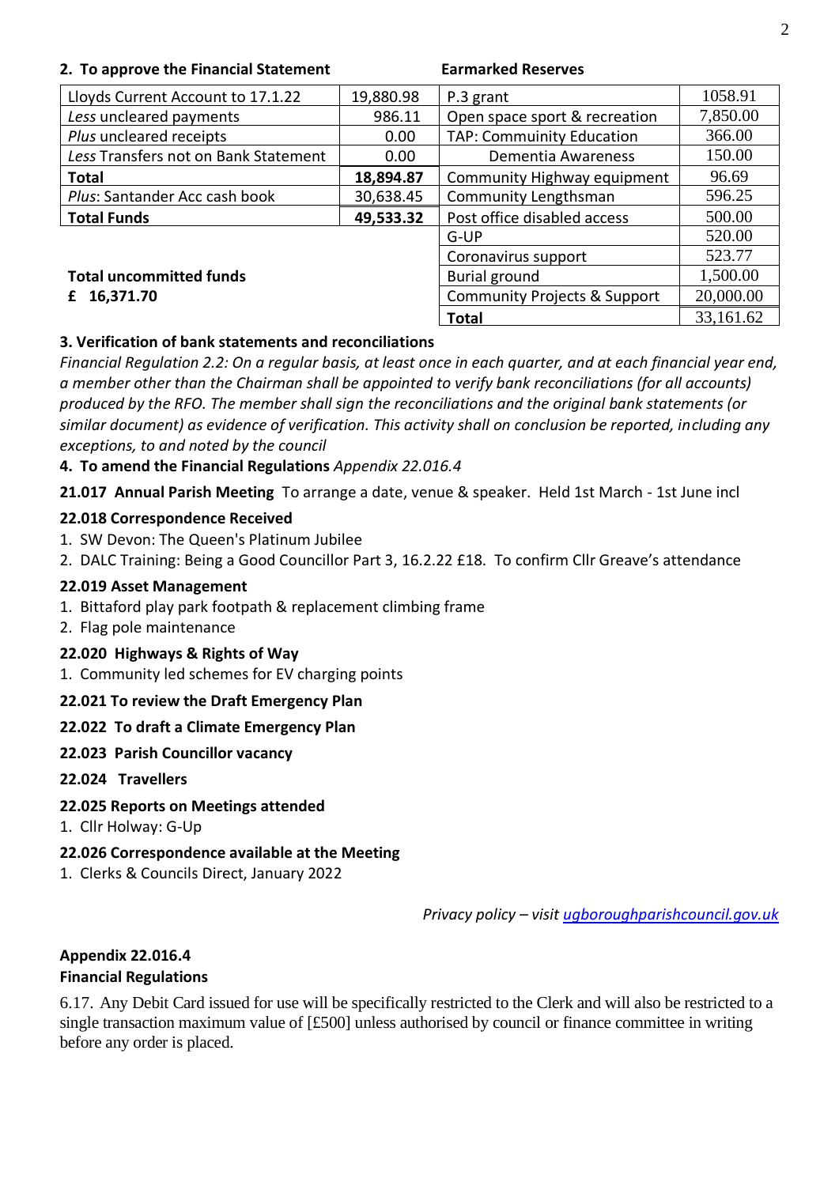**2. To approve the Financial Statement**

| | |
|---|---|
| Lloyds Current Account to 17.1.22 | 19,880.98 |
| *Less* uncleared payments | 986.11 |
| *Plus* uncleared receipts | 0.00 |
| *Less* Transfers not on Bank Statement | 0.00 |
| **Total** | **18,894.87** |
| *Plus*: Santander Acc cash book | 30,638.45 |
| **Total Funds** | **49,533.32** |

**Total uncommitted funds**
**£ 16,371.70**

**Earmarked Reserves**

| | |
|---|---|
| P.3 grant | 1058.91 |
| Open space sport & recreation | 7,850.00 |
| TAP: Commuinity Education | 366.00 |
| Dementia Awareness | 150.00 |
| Community Highway equipment | 96.69 |
| Community Lengthsman | 596.25 |
| Post office disabled access | 500.00 |
| G-UP | 520.00 |
| Coronavirus support | 523.77 |
| Burial ground | 1,500.00 |
| Community Projects & Support | 20,000.00 |
| **Total** | 33,161.62 |

**3. Verification of bank statements and reconciliations**

*Financial Regulation 2.2: On a regular basis, at least once in each quarter, and at each financial year end, a member other than the Chairman shall be appointed to verify bank reconciliations (for all accounts) produced by the RFO. The member shall sign the reconciliations and the original bank statements (or similar document) as evidence of verification. This activity shall on conclusion be reported, including any exceptions, to and noted by the council*

**4. To amend the Financial Regulations** *Appendix 22.016.4*

**21.017 Annual Parish Meeting** To arrange a date, venue & speaker. Held 1st March - 1st June incl

**22.018 Correspondence Received**

1. SW Devon: The Queen's Platinum Jubilee
2. DALC Training: Being a Good Councillor Part 3, 16.2.22 £18. To confirm Cllr Greave's attendance

**22.019 Asset Management**

1. Bittaford play park footpath & replacement climbing frame
2. Flag pole maintenance

**22.020 Highways & Rights of Way**

1. Community led schemes for EV charging points

**22.021 To review the Draft Emergency Plan**

**22.022 To draft a Climate Emergency Plan**

**22.023 Parish Councillor vacancy**

**22.024 Travellers**

**22.025 Reports on Meetings attended**

1. Cllr Holway: G-Up

**22.026 Correspondence available at the Meeting**

1. Clerks & Councils Direct, January 2022

*Privacy policy – visit [ugboroughparishcouncil.gov.uk](ugboroughparishcouncil.gov.uk)*

**Appendix 22.016.4**
**Financial Regulations**

6.17. Any Debit Card issued for use will be specifically restricted to the Clerk and will also be restricted to a single transaction maximum value of [£500] unless authorised by council or finance committee in writing before any order is placed.